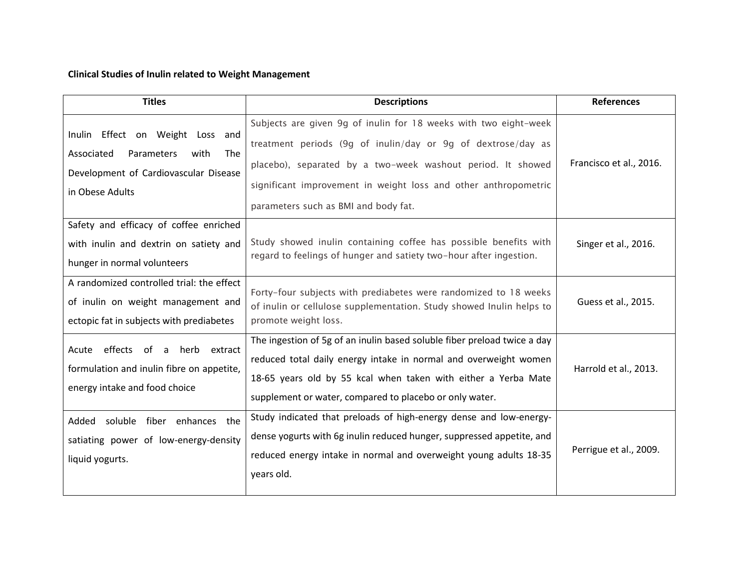**Clinical Studies of Inulin related to Weight Management**

| Titles | Descriptions | References |
|---|---|---|
| Inulin Effect on Weight Loss and Associated Parameters with The Development of Cardiovascular Disease in Obese Adults | Subjects are given 9g of inulin for 18 weeks with two eight-week treatment periods (9g of inulin/day or 9g of dextrose/day as placebo), separated by a two-week washout period. It showed significant improvement in weight loss and other anthropometric parameters such as BMI and body fat. | Francisco et al., 2016. |
| Safety and efficacy of coffee enriched with inulin and dextrin on satiety and hunger in normal volunteers | Study showed inulin containing coffee has possible benefits with regard to feelings of hunger and satiety two-hour after ingestion. | Singer et al., 2016. |
| A randomized controlled trial: the effect of inulin on weight management and ectopic fat in subjects with prediabetes | Forty-four subjects with prediabetes were randomized to 18 weeks of inulin or cellulose supplementation. Study showed Inulin helps to promote weight loss. | Guess et al., 2015. |
| Acute effects of a herb extract formulation and inulin fibre on appetite, energy intake and food choice | The ingestion of 5g of an inulin based soluble fiber preload twice a day reduced total daily energy intake in normal and overweight women 18-65 years old by 55 kcal when taken with either a Yerba Mate supplement or water, compared to placebo or only water. | Harrold et al., 2013. |
| Added soluble fiber enhances the satiating power of low-energy-density liquid yogurts. | Study indicated that preloads of high-energy dense and low-energy-dense yogurts with 6g inulin reduced hunger, suppressed appetite, and reduced energy intake in normal and overweight young adults 18-35 years old. | Perrigue et al., 2009. |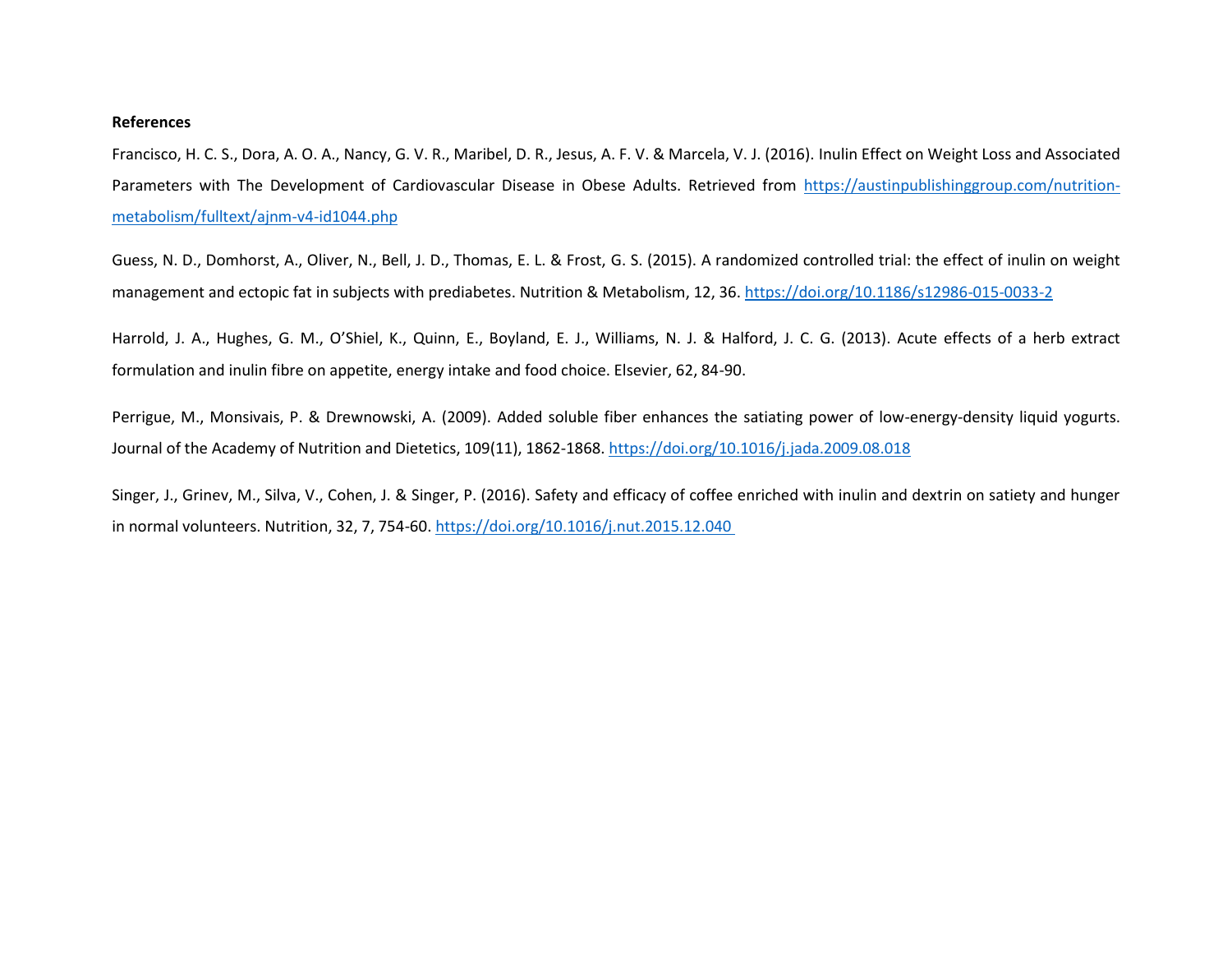**References**

Francisco, H. C. S., Dora, A. O. A., Nancy, G. V. R., Maribel, D. R., Jesus, A. F. V. & Marcela, V. J. (2016). Inulin Effect on Weight Loss and Associated Parameters with The Development of Cardiovascular Disease in Obese Adults. Retrieved from https://austinpublishinggroup.com/nutrition-metabolism/fulltext/ajnm-v4-id1044.php

Guess, N. D., Domhorst, A., Oliver, N., Bell, J. D., Thomas, E. L. & Frost, G. S. (2015). A randomized controlled trial: the effect of inulin on weight management and ectopic fat in subjects with prediabetes. Nutrition & Metabolism, 12, 36. https://doi.org/10.1186/s12986-015-0033-2

Harrold, J. A., Hughes, G. M., O'Shiel, K., Quinn, E., Boyland, E. J., Williams, N. J. & Halford, J. C. G. (2013). Acute effects of a herb extract formulation and inulin fibre on appetite, energy intake and food choice. Elsevier, 62, 84-90.

Perrigue, M., Monsivais, P. & Drewnowski, A. (2009). Added soluble fiber enhances the satiating power of low-energy-density liquid yogurts. Journal of the Academy of Nutrition and Dietetics, 109(11), 1862-1868. https://doi.org/10.1016/j.jada.2009.08.018

Singer, J., Grinev, M., Silva, V., Cohen, J. & Singer, P. (2016). Safety and efficacy of coffee enriched with inulin and dextrin on satiety and hunger in normal volunteers. Nutrition, 32, 7, 754-60. https://doi.org/10.1016/j.nut.2015.12.040